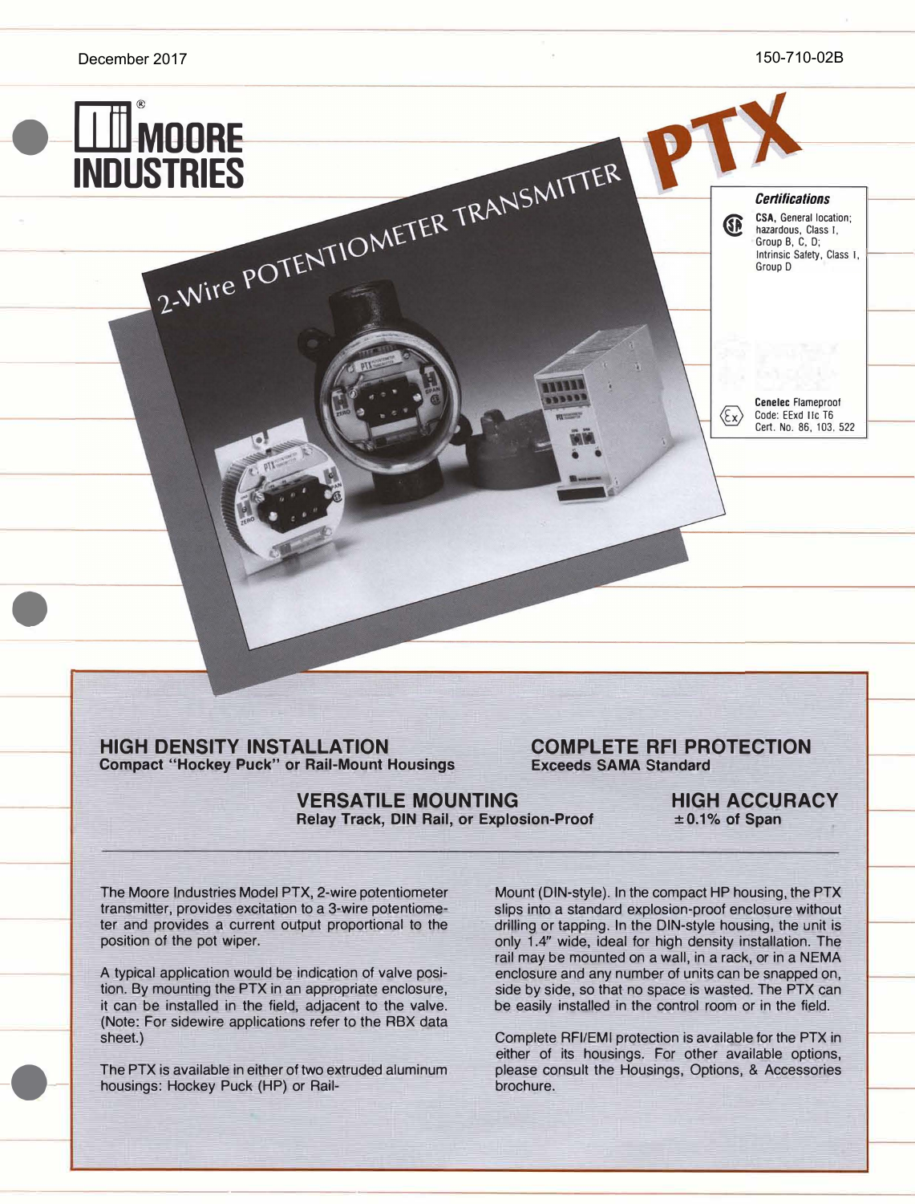December 2017

150-710-02B

MOORE INDUSTRIES

# PTX

## 2-Wire POTENTIOMETER TRANSMITTER

***Certifications***

**CSA**, General location; hazardous, Class I, Group B, C, D; Intrinsic Safety, Class I, Group D

**Cenelec** Flameproof Code: EExd IIc T6 Cert. No. 86, 103, 522

### HIGH DENSITY INSTALLATION
**Compact "Hockey Puck" or Rail-Mount Housings**

### COMPLETE RFI PROTECTION
**Exceeds SAMA Standard**

### VERSATILE MOUNTING
**Relay Track, DIN Rail, or Explosion-Proof**

### HIGH ACCURACY
**±0.1% of Span**

---

The Moore Industries Model PTX, 2-wire potentiometer transmitter, provides excitation to a 3-wire potentiometer and provides a current output proportional to the position of the pot wiper.

A typical application would be indication of valve position. By mounting the PTX in an appropriate enclosure, it can be installed in the field, adjacent to the valve. (Note: For sidewire applications refer to the RBX data sheet.)

The PTX is available in either of two extruded aluminum housings: Hockey Puck (HP) or Rail-Mount (DIN-style). In the compact HP housing, the PTX slips into a standard explosion-proof enclosure without drilling or tapping. In the DIN-style housing, the unit is only 1.4" wide, ideal for high density installation. The rail may be mounted on a wall, in a rack, or in a NEMA enclosure and any number of units can be snapped on, side by side, so that no space is wasted. The PTX can be easily installed in the control room or in the field.

Complete RFI/EMI protection is available for the PTX in either of its housings. For other available options, please consult the Housings, Options, & Accessories brochure.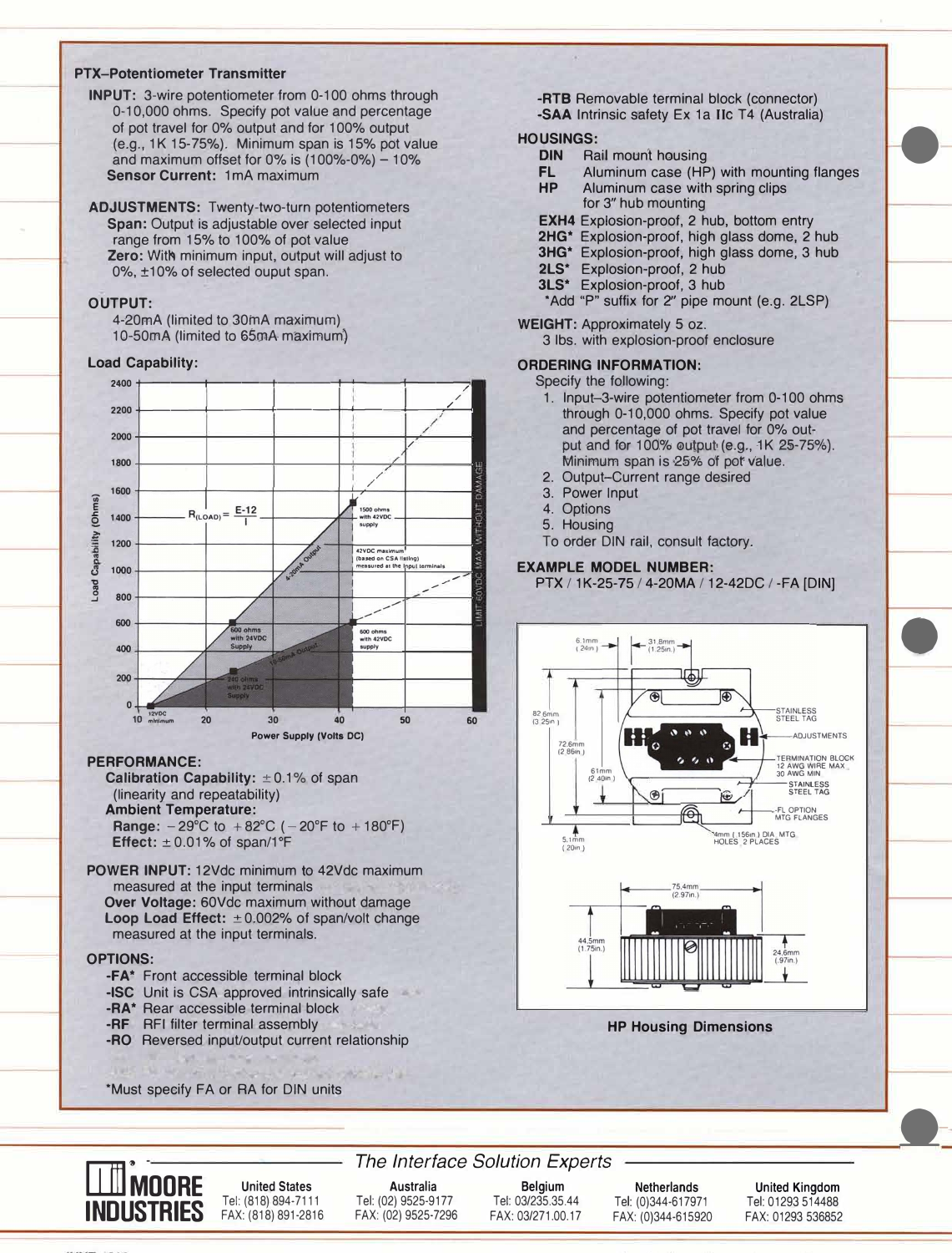## PTX–Potentiometer Transmitter

**INPUT:** 3-wire potentiometer from 0-100 ohms through 0-10,000 ohms. Specify pot value and percentage of pot travel for 0% output and for 100% output (e.g., 1K 15-75%). Minimum span is 15% pot value and maximum offset for 0% is (100%-0%) – 10%
**Sensor Current:** 1mA maximum

**ADJUSTMENTS:** Twenty-two-turn potentiometers
**Span:** Output is adjustable over selected input range from 15% to 100% of pot value
**Zero:** With minimum input, output will adjust to 0%, ±10% of selected ouput span.

**OUTPUT:**
4-20mA (limited to 30mA maximum)
10-50mA (limited to 65mA maximum)

**Load Capability:**

$R_{(LOAD)} = \frac{E-12}{I}$

Load Capability (Ohms)
2400
2200
2000
1800
1600
1400
1200
1000
800
600
400
200
0
Power Supply (Volts DC)
10
20
30
40
50
60
12VDC minimum
4-20mA Output
10-50mA Output
1500 ohms with 42VDC supply
42VDC maximum (based on CSA listing) measured at the input terminals
600 ohms with 24VDC Supply
600 ohms with 42VDC supply
240 ohms with 24VDC Supply
LIMIT 60VDC MAX. WITHOUT DAMAGE

**PERFORMANCE:**
**Calibration Capability:** ±0.1% of span (linearity and repeatability)
**Ambient Temperature:**
**Range:** −29°C to +82°C (−20°F to +180°F)
**Effect:** ±0.01% of span/1°F

**POWER INPUT:** 12Vdc minimum to 42Vdc maximum measured at the input terminals
**Over Voltage:** 60Vdc maximum without damage
**Loop Load Effect:** ±0.002% of span/volt change measured at the input terminals.

**OPTIONS:**
- **-FA*** Front accessible terminal block
- **-ISC** Unit is CSA approved intrinsically safe
- **-RA*** Rear accessible terminal block
- **-RF** RFI filter terminal assembly
- **-RO** Reversed input/output current relationship
- **-RTB** Removable terminal block (connector)
- **-SAA** Intrinsic safety Ex 1a IIc T4 (Australia)

*Must specify FA or RA for DIN units

**HOUSINGS:**
- **DIN** Rail mount housing
- **FL** Aluminum case (HP) with mounting flanges
- **HP** Aluminum case with spring clips for 3" hub mounting
- **EXH4** Explosion-proof, 2 hub, bottom entry
- **2HG*** Explosion-proof, high glass dome, 2 hub
- **3HG*** Explosion-proof, high glass dome, 3 hub
- **2LS*** Explosion-proof, 2 hub
- **3LS*** Explosion-proof, 3 hub

*Add "P" suffix for 2" pipe mount (e.g. 2LSP)

**WEIGHT:** Approximately 5 oz.
3 lbs. with explosion-proof enclosure

**ORDERING INFORMATION:**
Specify the following:
1. Input–3-wire potentiometer from 0-100 ohms through 0-10,000 ohms. Specify pot value and percentage of pot travel for 0% output and for 100% output (e.g., 1K 25-75%). Minimum span is 25% of pot value.
2. Output–Current range desired
3. Power Input
4. Options
5. Housing

To order DIN rail, consult factory.

**EXAMPLE MODEL NUMBER:**
PTX / 1K-25-75 / 4-20MA / 12-42DC / -FA [DIN]

6.1mm (.24in.)
31.8mm (1.25in.)
82.6mm (3.25in.)
72.6mm (2.86in.)
61mm (2.40in.)
5.1mm (.20in.)
STAINLESS STEEL TAG
ADJUSTMENTS
TERMINATION BLOCK 12 AWG WIRE MAX. 30 AWG MIN
STAINLESS STEEL TAG
FL OPTION MTG FLANGES
4mm (.156in.) DIA. MTG. HOLES, 2 PLACES
75.4mm (2.97in.)
44.5mm (1.75in.)
24.6mm (.97in.)

**HP Housing Dimensions**

MOORE INDUSTRIES

*The Interface Solution Experts*

| United States | Australia | Belgium | Netherlands | United Kingdom |
|---|---|---|---|---|
| Tel: (818) 894-7111 | Tel: (02) 9525-9177 | Tel: 03/235.35.44 | Tel: (0)344-617971 | Tel: 01293 514488 |
| FAX: (818) 891-2816 | FAX: (02) 9525-7296 | FAX: 03/271.00.17 | FAX: (0)344-615920 | FAX: 01293 536852 |